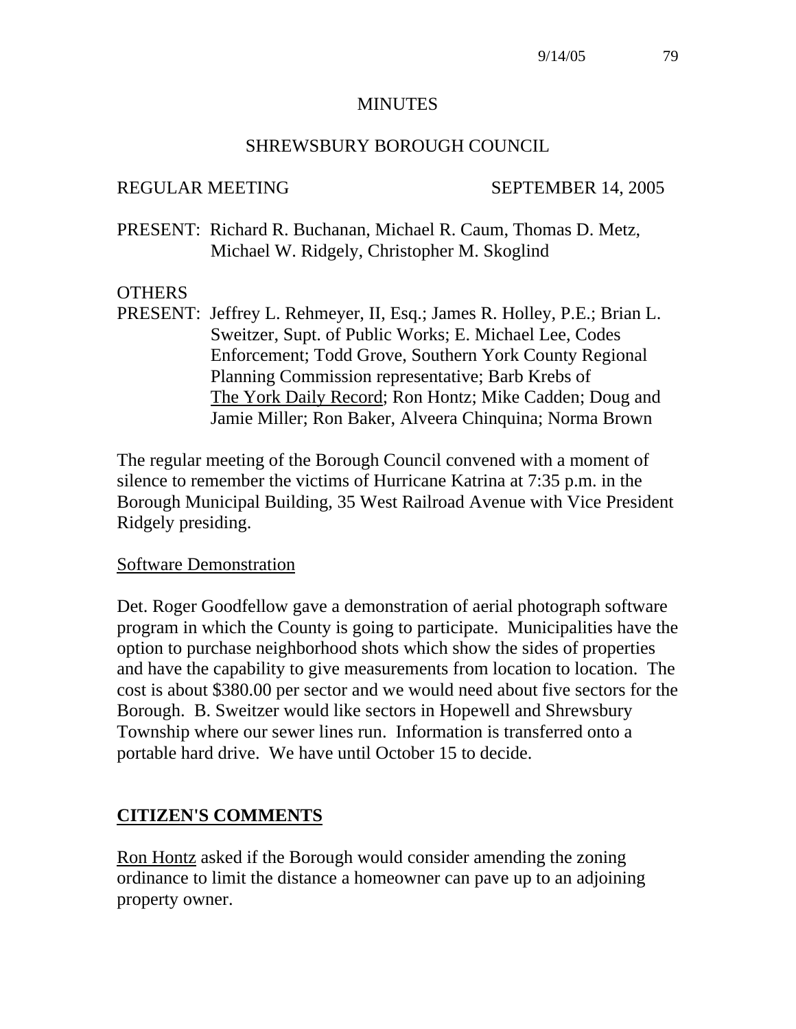# MINUTES

## SHREWSBURY BOROUGH COUNCIL

REGULAR MEETING SEPTEMBER 14, 2005

PRESENT: Richard R. Buchanan, Michael R. Caum, Thomas D. Metz, Michael W. Ridgely, Christopher M. Skoglind

OTHERS
PRESENT: Jeffrey L. Rehmeyer, II, Esq.; James R. Holley, P.E.; Brian L. Sweitzer, Supt. of Public Works; E. Michael Lee, Codes Enforcement; Todd Grove, Southern York County Regional Planning Commission representative; Barb Krebs of The York Daily Record; Ron Hontz; Mike Cadden; Doug and Jamie Miller; Ron Baker, Alveera Chinquina; Norma Brown

The regular meeting of the Borough Council convened with a moment of silence to remember the victims of Hurricane Katrina at 7:35 p.m. in the Borough Municipal Building, 35 West Railroad Avenue with Vice President Ridgely presiding.

Software Demonstration

Det. Roger Goodfellow gave a demonstration of aerial photograph software program in which the County is going to participate. Municipalities have the option to purchase neighborhood shots which show the sides of properties and have the capability to give measurements from location to location. The cost is about $380.00 per sector and we would need about five sectors for the Borough. B. Sweitzer would like sectors in Hopewell and Shrewsbury Township where our sewer lines run. Information is transferred onto a portable hard drive. We have until October 15 to decide.

**CITIZEN'S COMMENTS**

Ron Hontz asked if the Borough would consider amending the zoning ordinance to limit the distance a homeowner can pave up to an adjoining property owner.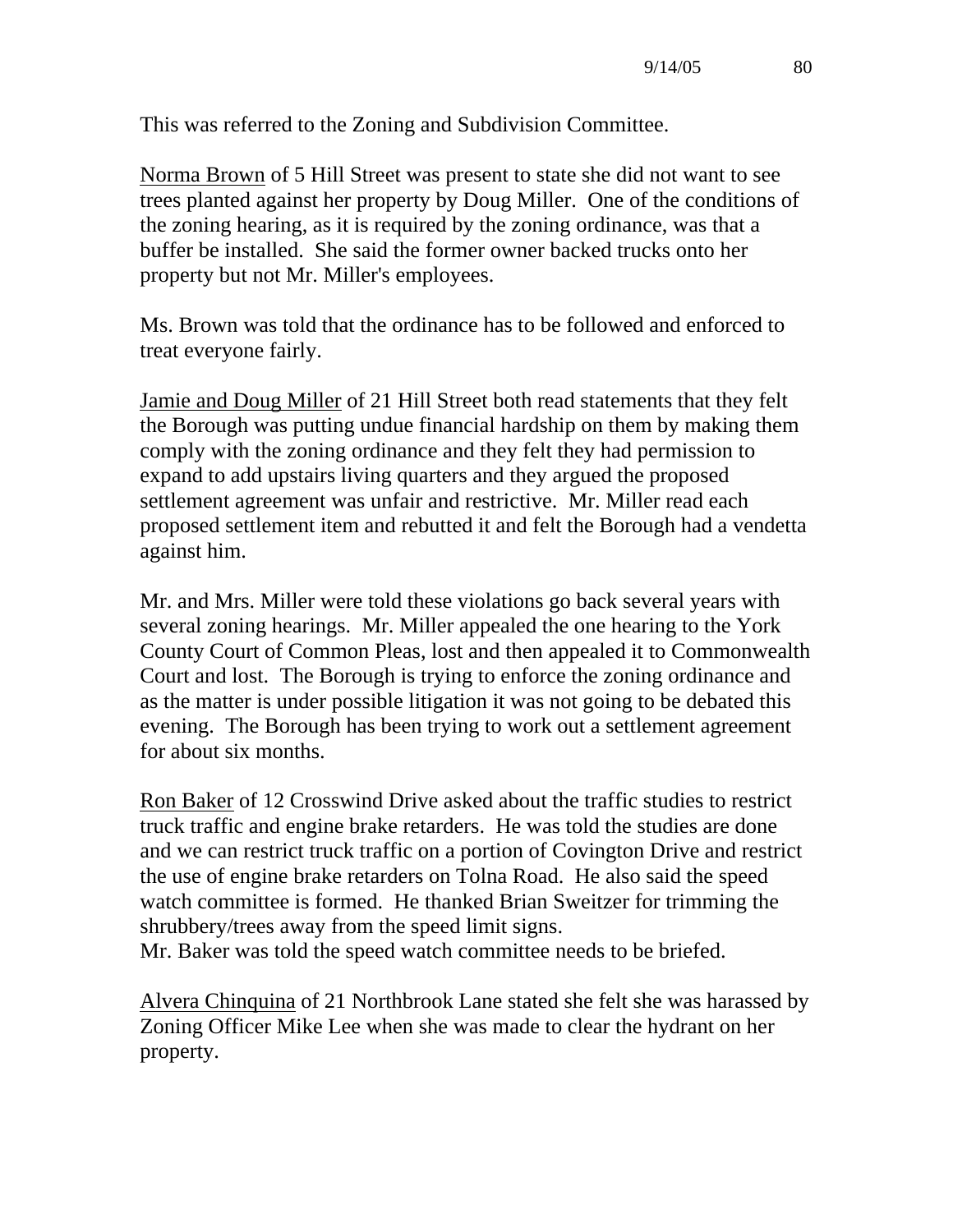This was referred to the Zoning and Subdivision Committee.

Norma Brown of 5 Hill Street was present to state she did not want to see trees planted against her property by Doug Miller. One of the conditions of the zoning hearing, as it is required by the zoning ordinance, was that a buffer be installed. She said the former owner backed trucks onto her property but not Mr. Miller's employees.

Ms. Brown was told that the ordinance has to be followed and enforced to treat everyone fairly.

Jamie and Doug Miller of 21 Hill Street both read statements that they felt the Borough was putting undue financial hardship on them by making them comply with the zoning ordinance and they felt they had permission to expand to add upstairs living quarters and they argued the proposed settlement agreement was unfair and restrictive. Mr. Miller read each proposed settlement item and rebutted it and felt the Borough had a vendetta against him.

Mr. and Mrs. Miller were told these violations go back several years with several zoning hearings. Mr. Miller appealed the one hearing to the York County Court of Common Pleas, lost and then appealed it to Commonwealth Court and lost. The Borough is trying to enforce the zoning ordinance and as the matter is under possible litigation it was not going to be debated this evening. The Borough has been trying to work out a settlement agreement for about six months.

Ron Baker of 12 Crosswind Drive asked about the traffic studies to restrict truck traffic and engine brake retarders. He was told the studies are done and we can restrict truck traffic on a portion of Covington Drive and restrict the use of engine brake retarders on Tolna Road. He also said the speed watch committee is formed. He thanked Brian Sweitzer for trimming the shrubbery/trees away from the speed limit signs.
Mr. Baker was told the speed watch committee needs to be briefed.

Alvera Chinquina of 21 Northbrook Lane stated she felt she was harassed by Zoning Officer Mike Lee when she was made to clear the hydrant on her property.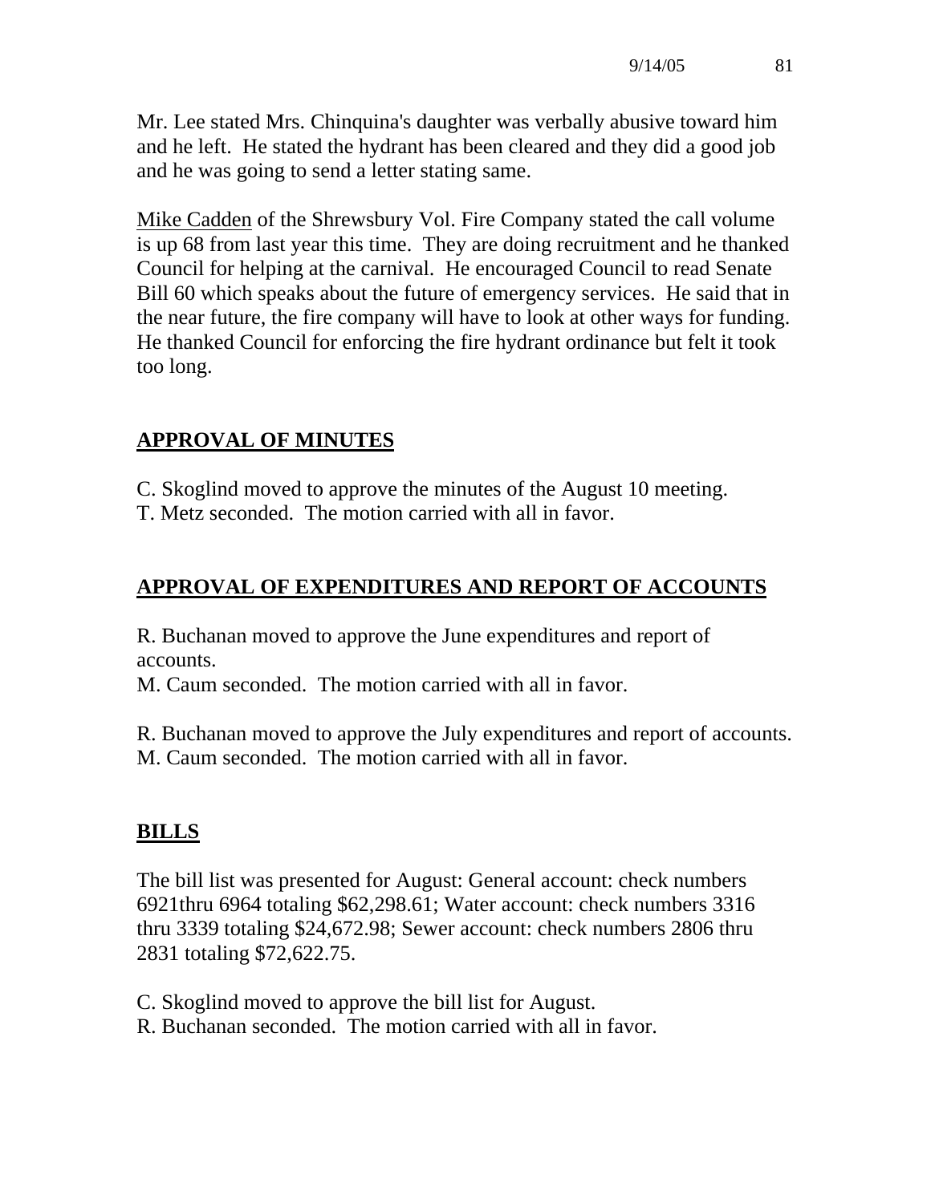Mr. Lee stated Mrs. Chinquina's daughter was verbally abusive toward him and he left. He stated the hydrant has been cleared and they did a good job and he was going to send a letter stating same.

Mike Cadden of the Shrewsbury Vol. Fire Company stated the call volume is up 68 from last year this time. They are doing recruitment and he thanked Council for helping at the carnival. He encouraged Council to read Senate Bill 60 which speaks about the future of emergency services. He said that in the near future, the fire company will have to look at other ways for funding. He thanked Council for enforcing the fire hydrant ordinance but felt it took too long.

## APPROVAL OF MINUTES

C. Skoglind moved to approve the minutes of the August 10 meeting.
T. Metz seconded. The motion carried with all in favor.

## APPROVAL OF EXPENDITURES AND REPORT OF ACCOUNTS

R. Buchanan moved to approve the June expenditures and report of accounts.
M. Caum seconded. The motion carried with all in favor.

R. Buchanan moved to approve the July expenditures and report of accounts.
M. Caum seconded. The motion carried with all in favor.

## BILLS

The bill list was presented for August: General account: check numbers 6921thru 6964 totaling $62,298.61; Water account: check numbers 3316 thru 3339 totaling $24,672.98; Sewer account: check numbers 2806 thru 2831 totaling $72,622.75.

C. Skoglind moved to approve the bill list for August.
R. Buchanan seconded. The motion carried with all in favor.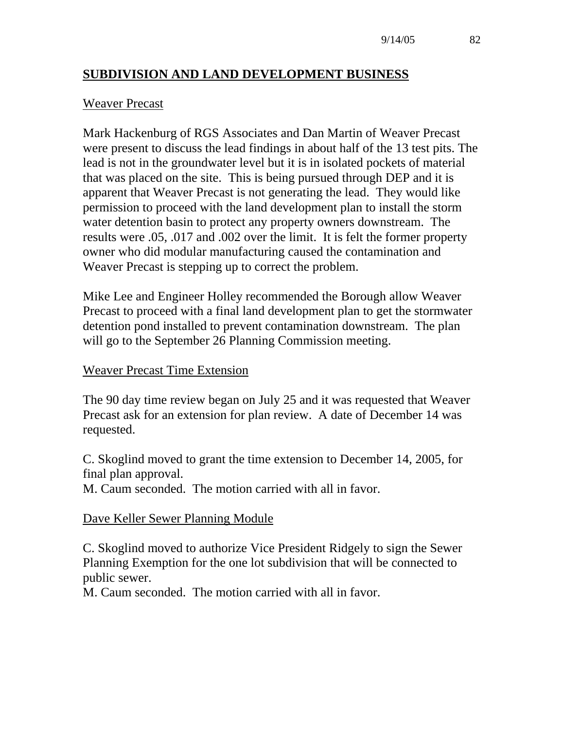## SUBDIVISION AND LAND DEVELOPMENT BUSINESS

Weaver Precast

Mark Hackenburg of RGS Associates and Dan Martin of Weaver Precast were present to discuss the lead findings in about half of the 13 test pits. The lead is not in the groundwater level but it is in isolated pockets of material that was placed on the site. This is being pursued through DEP and it is apparent that Weaver Precast is not generating the lead. They would like permission to proceed with the land development plan to install the storm water detention basin to protect any property owners downstream. The results were .05, .017 and .002 over the limit. It is felt the former property owner who did modular manufacturing caused the contamination and Weaver Precast is stepping up to correct the problem.

Mike Lee and Engineer Holley recommended the Borough allow Weaver Precast to proceed with a final land development plan to get the stormwater detention pond installed to prevent contamination downstream. The plan will go to the September 26 Planning Commission meeting.

Weaver Precast Time Extension

The 90 day time review began on July 25 and it was requested that Weaver Precast ask for an extension for plan review. A date of December 14 was requested.

C. Skoglind moved to grant the time extension to December 14, 2005, for final plan approval.
M. Caum seconded. The motion carried with all in favor.

Dave Keller Sewer Planning Module

C. Skoglind moved to authorize Vice President Ridgely to sign the Sewer Planning Exemption for the one lot subdivision that will be connected to public sewer.
M. Caum seconded. The motion carried with all in favor.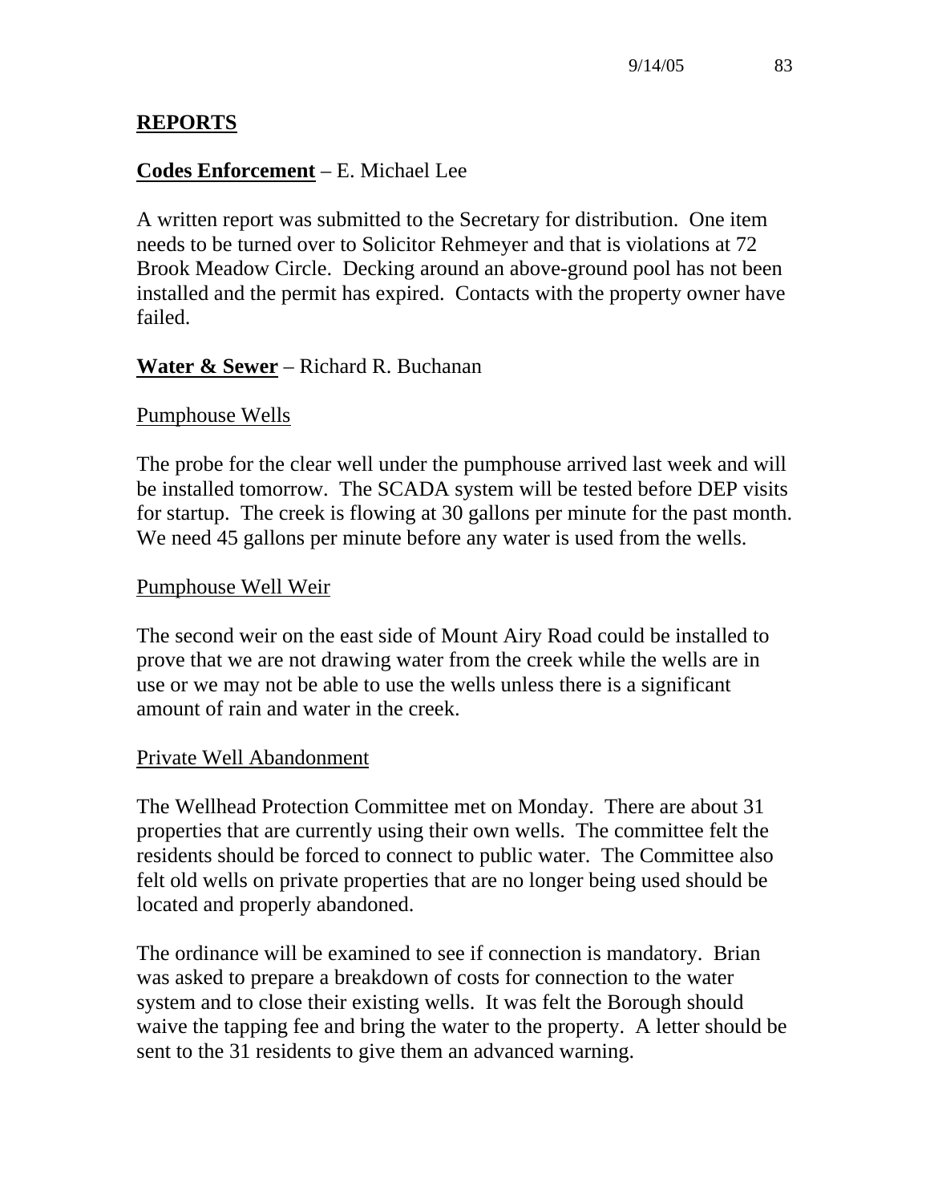## REPORTS

**Codes Enforcement** – E. Michael Lee

A written report was submitted to the Secretary for distribution. One item needs to be turned over to Solicitor Rehmeyer and that is violations at 72 Brook Meadow Circle. Decking around an above-ground pool has not been installed and the permit has expired. Contacts with the property owner have failed.

**Water & Sewer** – Richard R. Buchanan

Pumphouse Wells

The probe for the clear well under the pumphouse arrived last week and will be installed tomorrow. The SCADA system will be tested before DEP visits for startup. The creek is flowing at 30 gallons per minute for the past month. We need 45 gallons per minute before any water is used from the wells.

Pumphouse Well Weir

The second weir on the east side of Mount Airy Road could be installed to prove that we are not drawing water from the creek while the wells are in use or we may not be able to use the wells unless there is a significant amount of rain and water in the creek.

Private Well Abandonment

The Wellhead Protection Committee met on Monday. There are about 31 properties that are currently using their own wells. The committee felt the residents should be forced to connect to public water. The Committee also felt old wells on private properties that are no longer being used should be located and properly abandoned.

The ordinance will be examined to see if connection is mandatory. Brian was asked to prepare a breakdown of costs for connection to the water system and to close their existing wells. It was felt the Borough should waive the tapping fee and bring the water to the property. A letter should be sent to the 31 residents to give them an advanced warning.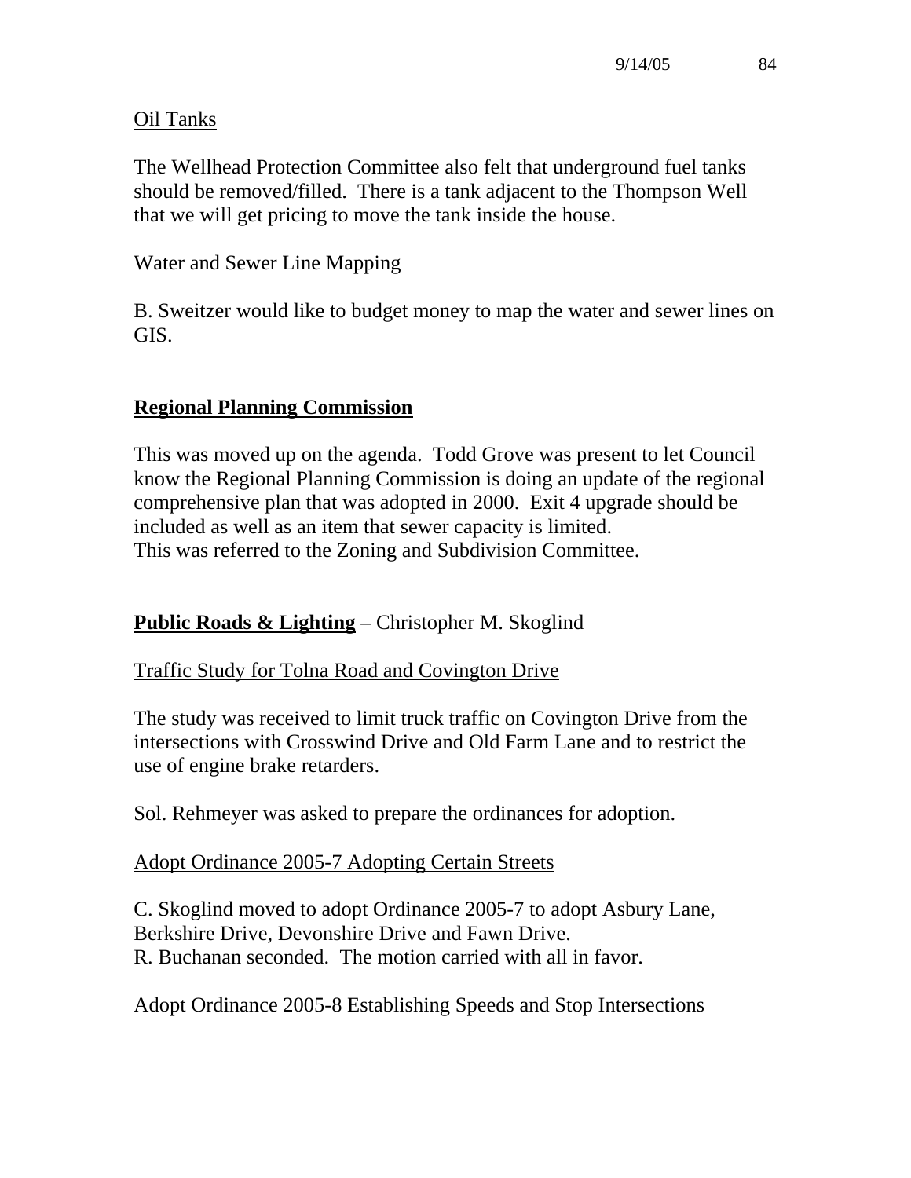Oil Tanks

The Wellhead Protection Committee also felt that underground fuel tanks should be removed/filled. There is a tank adjacent to the Thompson Well that we will get pricing to move the tank inside the house.

Water and Sewer Line Mapping

B. Sweitzer would like to budget money to map the water and sewer lines on GIS.

## Regional Planning Commission

This was moved up on the agenda. Todd Grove was present to let Council know the Regional Planning Commission is doing an update of the regional comprehensive plan that was adopted in 2000. Exit 4 upgrade should be included as well as an item that sewer capacity is limited.
This was referred to the Zoning and Subdivision Committee.

## Public Roads & Lighting – Christopher M. Skoglind

Traffic Study for Tolna Road and Covington Drive

The study was received to limit truck traffic on Covington Drive from the intersections with Crosswind Drive and Old Farm Lane and to restrict the use of engine brake retarders.

Sol. Rehmeyer was asked to prepare the ordinances for adoption.

Adopt Ordinance 2005-7 Adopting Certain Streets

C. Skoglind moved to adopt Ordinance 2005-7 to adopt Asbury Lane, Berkshire Drive, Devonshire Drive and Fawn Drive.
R. Buchanan seconded. The motion carried with all in favor.

Adopt Ordinance 2005-8 Establishing Speeds and Stop Intersections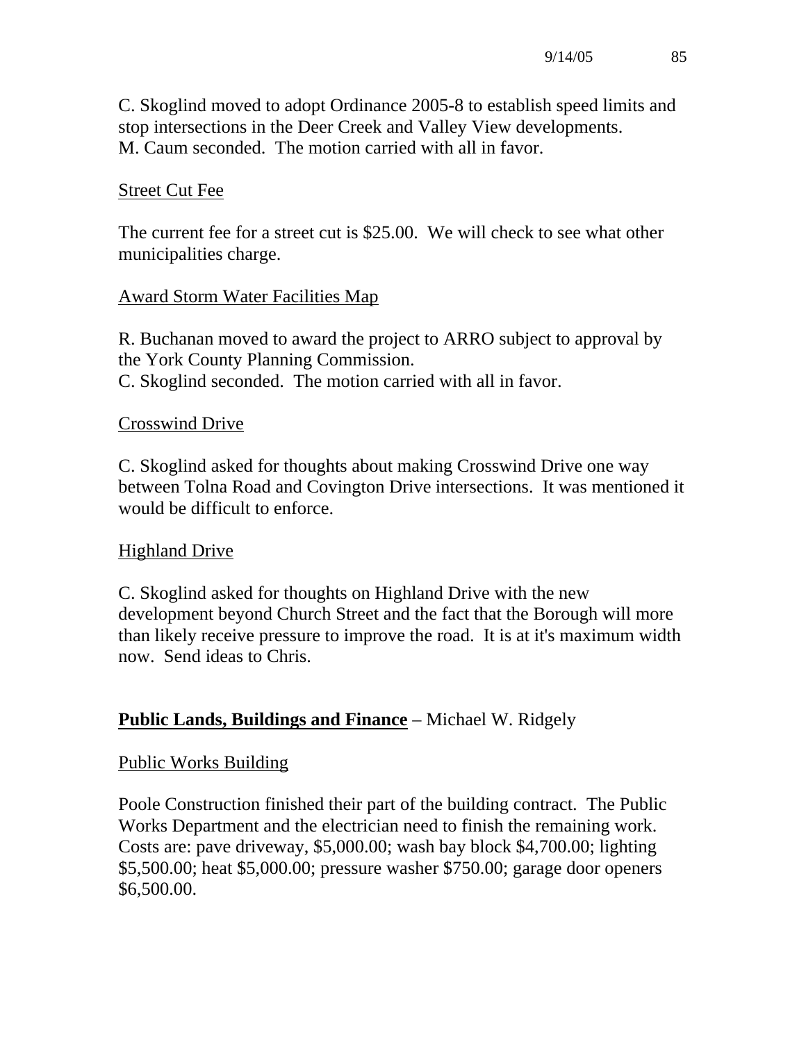C. Skoglind moved to adopt Ordinance 2005-8 to establish speed limits and stop intersections in the Deer Creek and Valley View developments.
M. Caum seconded. The motion carried with all in favor.

Street Cut Fee

The current fee for a street cut is $25.00. We will check to see what other municipalities charge.

Award Storm Water Facilities Map

R. Buchanan moved to award the project to ARRO subject to approval by the York County Planning Commission.
C. Skoglind seconded. The motion carried with all in favor.

Crosswind Drive

C. Skoglind asked for thoughts about making Crosswind Drive one way between Tolna Road and Covington Drive intersections. It was mentioned it would be difficult to enforce.

Highland Drive

C. Skoglind asked for thoughts on Highland Drive with the new development beyond Church Street and the fact that the Borough will more than likely receive pressure to improve the road. It is at it's maximum width now. Send ideas to Chris.

## **Public Lands, Buildings and Finance** – Michael W. Ridgely

Public Works Building

Poole Construction finished their part of the building contract. The Public Works Department and the electrician need to finish the remaining work. Costs are: pave driveway, $5,000.00; wash bay block $4,700.00; lighting $5,500.00; heat $5,000.00; pressure washer $750.00; garage door openers $6,500.00.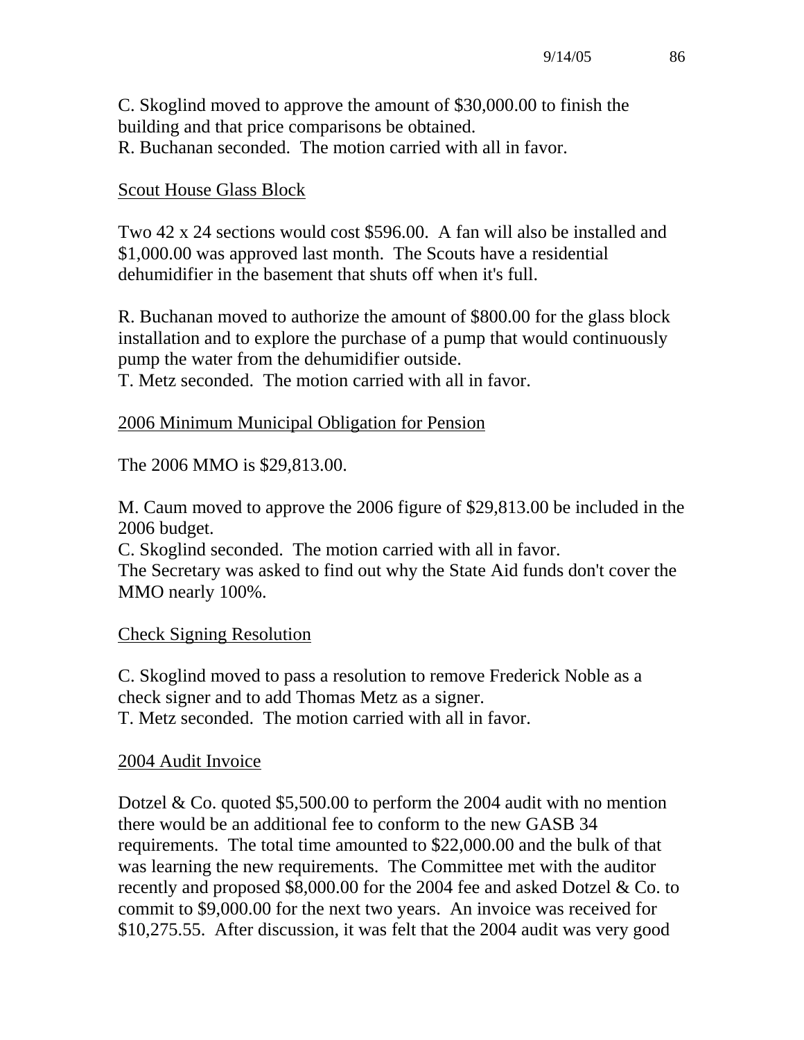C. Skoglind moved to approve the amount of $30,000.00 to finish the building and that price comparisons be obtained.
R. Buchanan seconded. The motion carried with all in favor.

<u>Scout House Glass Block</u>

Two 42 x 24 sections would cost $596.00. A fan will also be installed and $1,000.00 was approved last month. The Scouts have a residential dehumidifier in the basement that shuts off when it's full.

R. Buchanan moved to authorize the amount of $800.00 for the glass block installation and to explore the purchase of a pump that would continuously pump the water from the dehumidifier outside.
T. Metz seconded. The motion carried with all in favor.

<u>2006 Minimum Municipal Obligation for Pension</u>

The 2006 MMO is $29,813.00.

M. Caum moved to approve the 2006 figure of $29,813.00 be included in the 2006 budget.
C. Skoglind seconded. The motion carried with all in favor.
The Secretary was asked to find out why the State Aid funds don't cover the MMO nearly 100%.

<u>Check Signing Resolution</u>

C. Skoglind moved to pass a resolution to remove Frederick Noble as a check signer and to add Thomas Metz as a signer.
T. Metz seconded. The motion carried with all in favor.

<u>2004 Audit Invoice</u>

Dotzel & Co. quoted $5,500.00 to perform the 2004 audit with no mention there would be an additional fee to conform to the new GASB 34 requirements. The total time amounted to $22,000.00 and the bulk of that was learning the new requirements. The Committee met with the auditor recently and proposed $8,000.00 for the 2004 fee and asked Dotzel & Co. to commit to $9,000.00 for the next two years. An invoice was received for $10,275.55. After discussion, it was felt that the 2004 audit was very good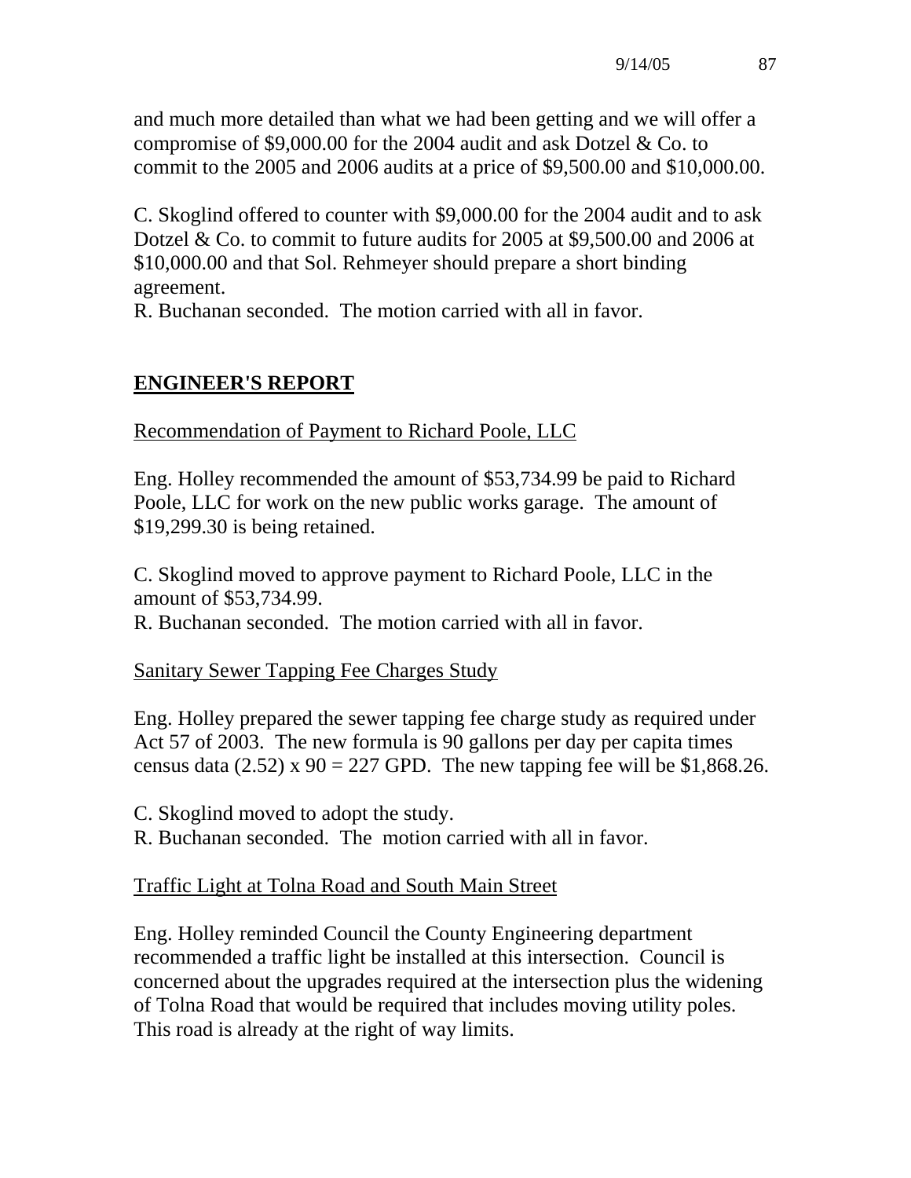and much more detailed than what we had been getting and we will offer a compromise of $9,000.00 for the 2004 audit and ask Dotzel & Co. to commit to the 2005 and 2006 audits at a price of $9,500.00 and $10,000.00.

C. Skoglind offered to counter with $9,000.00 for the 2004 audit and to ask Dotzel & Co. to commit to future audits for 2005 at $9,500.00 and 2006 at $10,000.00 and that Sol. Rehmeyer should prepare a short binding agreement.
R. Buchanan seconded. The motion carried with all in favor.

## ENGINEER'S REPORT

Recommendation of Payment to Richard Poole, LLC

Eng. Holley recommended the amount of $53,734.99 be paid to Richard Poole, LLC for work on the new public works garage. The amount of $19,299.30 is being retained.

C. Skoglind moved to approve payment to Richard Poole, LLC in the amount of $53,734.99.
R. Buchanan seconded. The motion carried with all in favor.

Sanitary Sewer Tapping Fee Charges Study

Eng. Holley prepared the sewer tapping fee charge study as required under Act 57 of 2003. The new formula is 90 gallons per day per capita times census data (2.52) x 90 = 227 GPD. The new tapping fee will be $1,868.26.

C. Skoglind moved to adopt the study.
R. Buchanan seconded. The motion carried with all in favor.

Traffic Light at Tolna Road and South Main Street

Eng. Holley reminded Council the County Engineering department recommended a traffic light be installed at this intersection. Council is concerned about the upgrades required at the intersection plus the widening of Tolna Road that would be required that includes moving utility poles. This road is already at the right of way limits.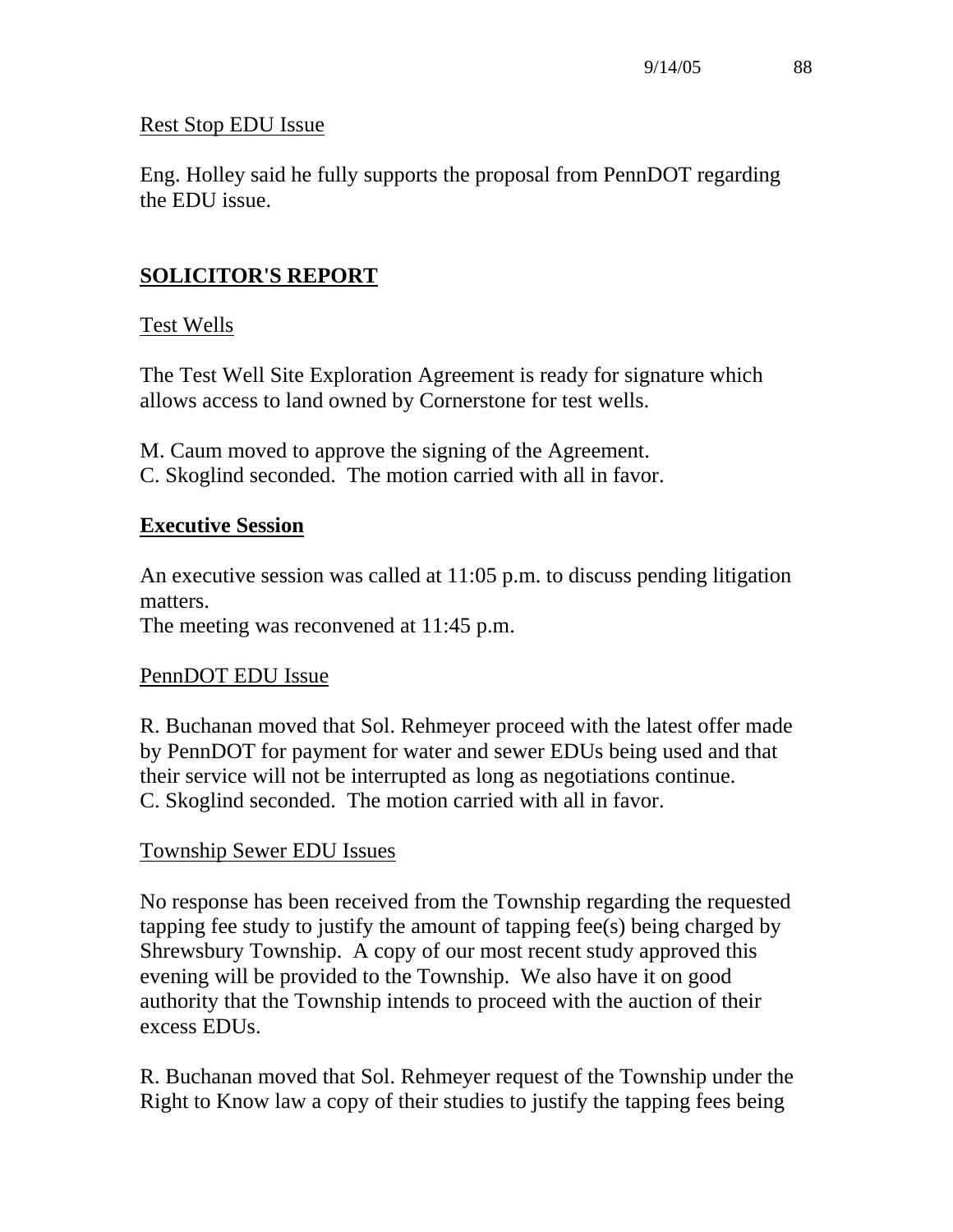Rest Stop EDU Issue

Eng. Holley said he fully supports the proposal from PennDOT regarding the EDU issue.

## SOLICITOR'S REPORT

Test Wells

The Test Well Site Exploration Agreement is ready for signature which allows access to land owned by Cornerstone for test wells.

M. Caum moved to approve the signing of the Agreement.
C. Skoglind seconded. The motion carried with all in favor.

## Executive Session

An executive session was called at 11:05 p.m. to discuss pending litigation matters.
The meeting was reconvened at 11:45 p.m.

PennDOT EDU Issue

R. Buchanan moved that Sol. Rehmeyer proceed with the latest offer made by PennDOT for payment for water and sewer EDUs being used and that their service will not be interrupted as long as negotiations continue.
C. Skoglind seconded. The motion carried with all in favor.

Township Sewer EDU Issues

No response has been received from the Township regarding the requested tapping fee study to justify the amount of tapping fee(s) being charged by Shrewsbury Township. A copy of our most recent study approved this evening will be provided to the Township. We also have it on good authority that the Township intends to proceed with the auction of their excess EDUs.

R. Buchanan moved that Sol. Rehmeyer request of the Township under the Right to Know law a copy of their studies to justify the tapping fees being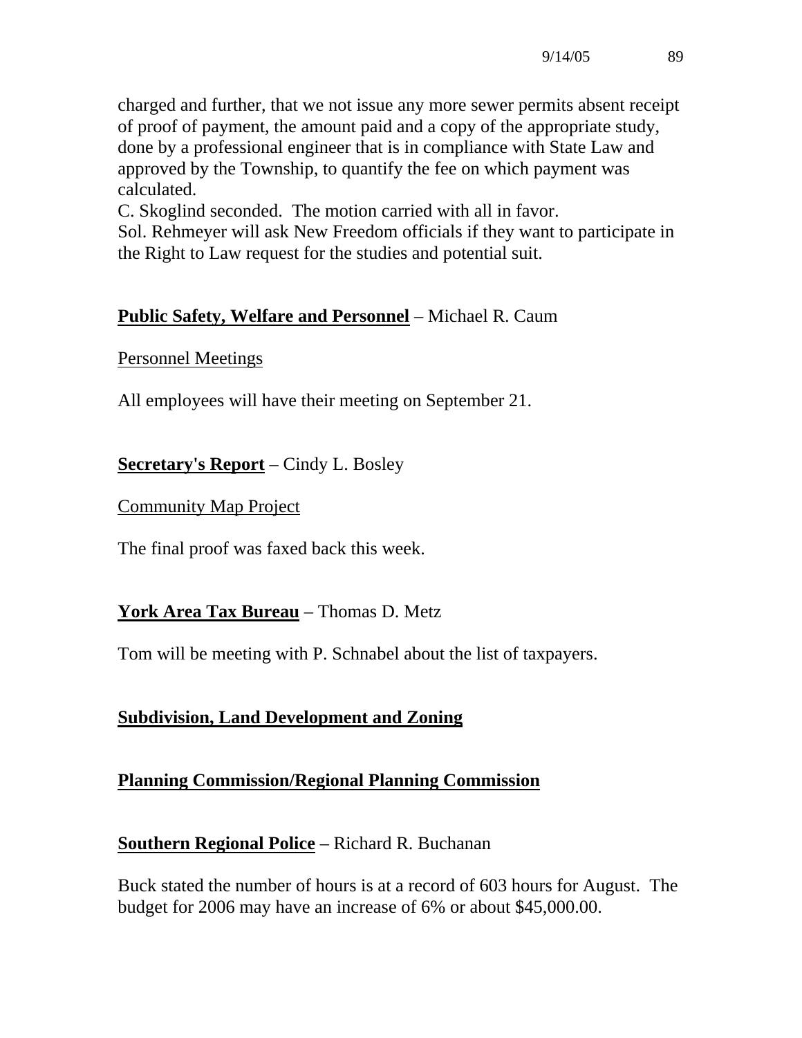charged and further, that we not issue any more sewer permits absent receipt of proof of payment, the amount paid and a copy of the appropriate study, done by a professional engineer that is in compliance with State Law and approved by the Township, to quantify the fee on which payment was calculated.
C. Skoglind seconded. The motion carried with all in favor.
Sol. Rehmeyer will ask New Freedom officials if they want to participate in the Right to Law request for the studies and potential suit.

**Public Safety, Welfare and Personnel** – Michael R. Caum

Personnel Meetings

All employees will have their meeting on September 21.

**Secretary's Report** – Cindy L. Bosley

Community Map Project

The final proof was faxed back this week.

**York Area Tax Bureau** – Thomas D. Metz

Tom will be meeting with P. Schnabel about the list of taxpayers.

**Subdivision, Land Development and Zoning**

**Planning Commission/Regional Planning Commission**

**Southern Regional Police** – Richard R. Buchanan

Buck stated the number of hours is at a record of 603 hours for August. The budget for 2006 may have an increase of 6% or about $45,000.00.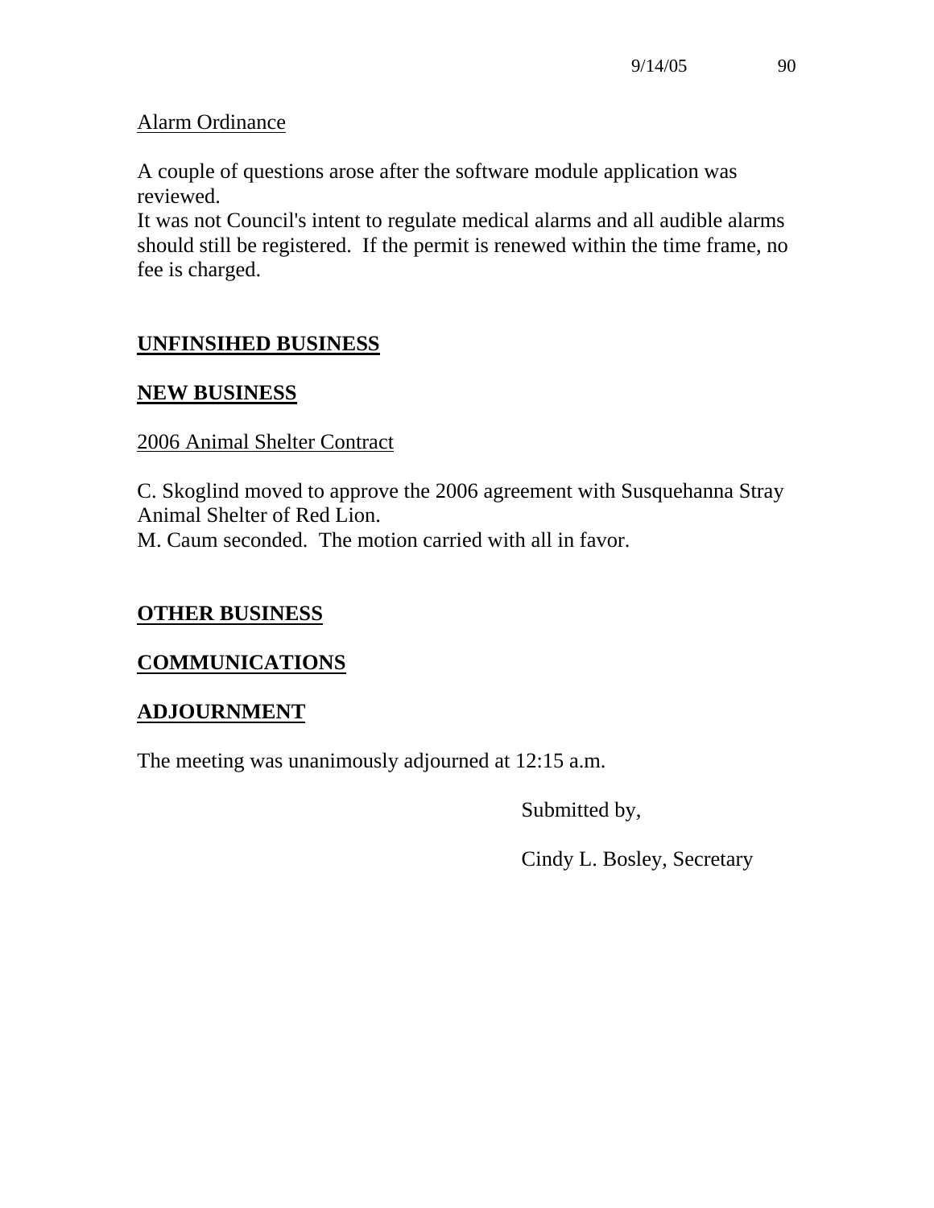Alarm Ordinance

A couple of questions arose after the software module application was reviewed.
It was not Council's intent to regulate medical alarms and all audible alarms should still be registered. If the permit is renewed within the time frame, no fee is charged.

## UNFINSIHED BUSINESS

## NEW BUSINESS

2006 Animal Shelter Contract

C. Skoglind moved to approve the 2006 agreement with Susquehanna Stray Animal Shelter of Red Lion.
M. Caum seconded. The motion carried with all in favor.

## OTHER BUSINESS

## COMMUNICATIONS

## ADJOURNMENT

The meeting was unanimously adjourned at 12:15 a.m.

Submitted by,

Cindy L. Bosley, Secretary